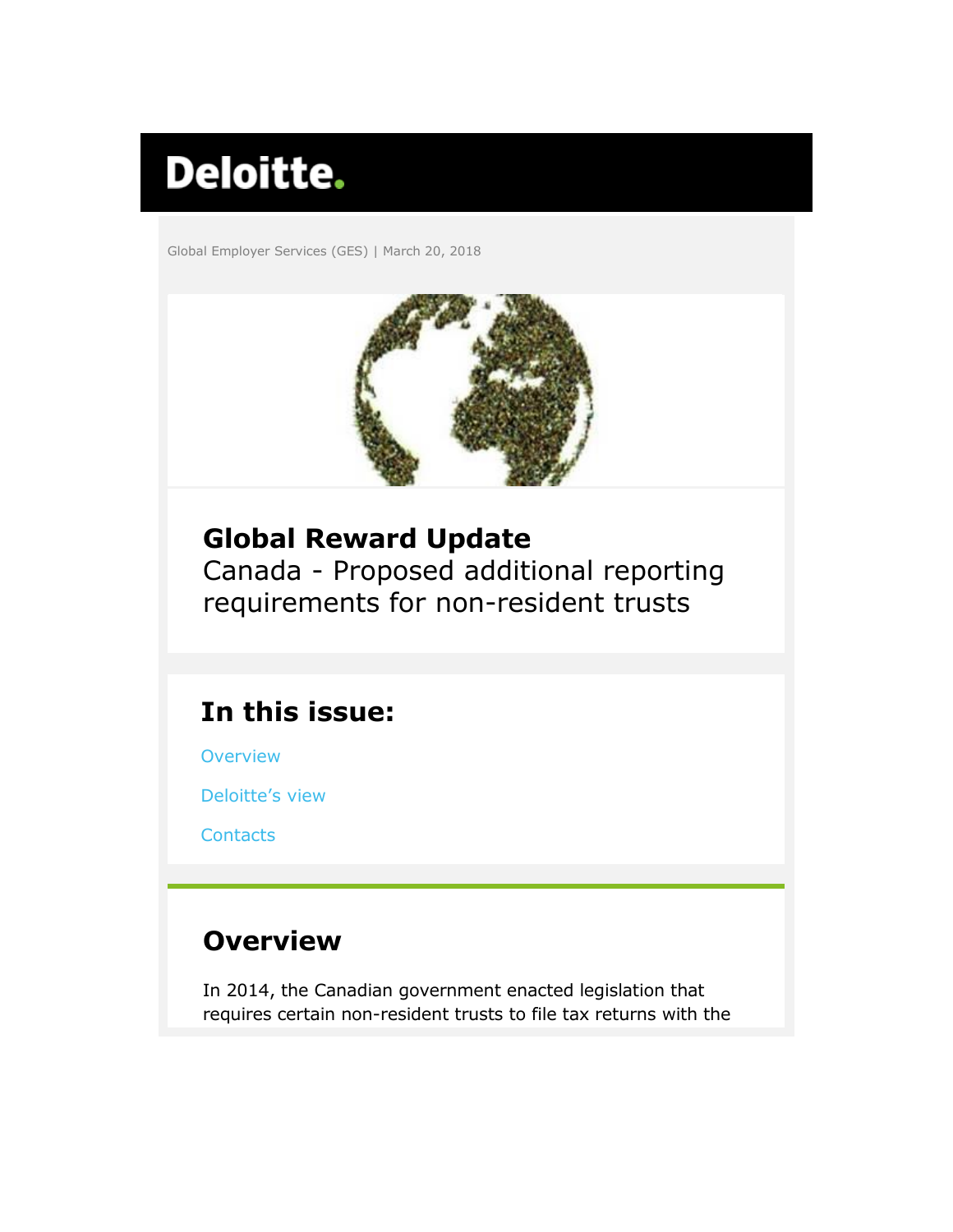Deloitte.

Global Employer Services (GES) | March 20, 2018

# Global Reward Update

Canada - Proposed additional reporting requirements for non-resident trusts

## In this issue:

Overview

Deloitte's view

Contacts

## Overview

In 2014, the Canadian government enacted legislation that requires certain non-resident trusts to file tax returns with the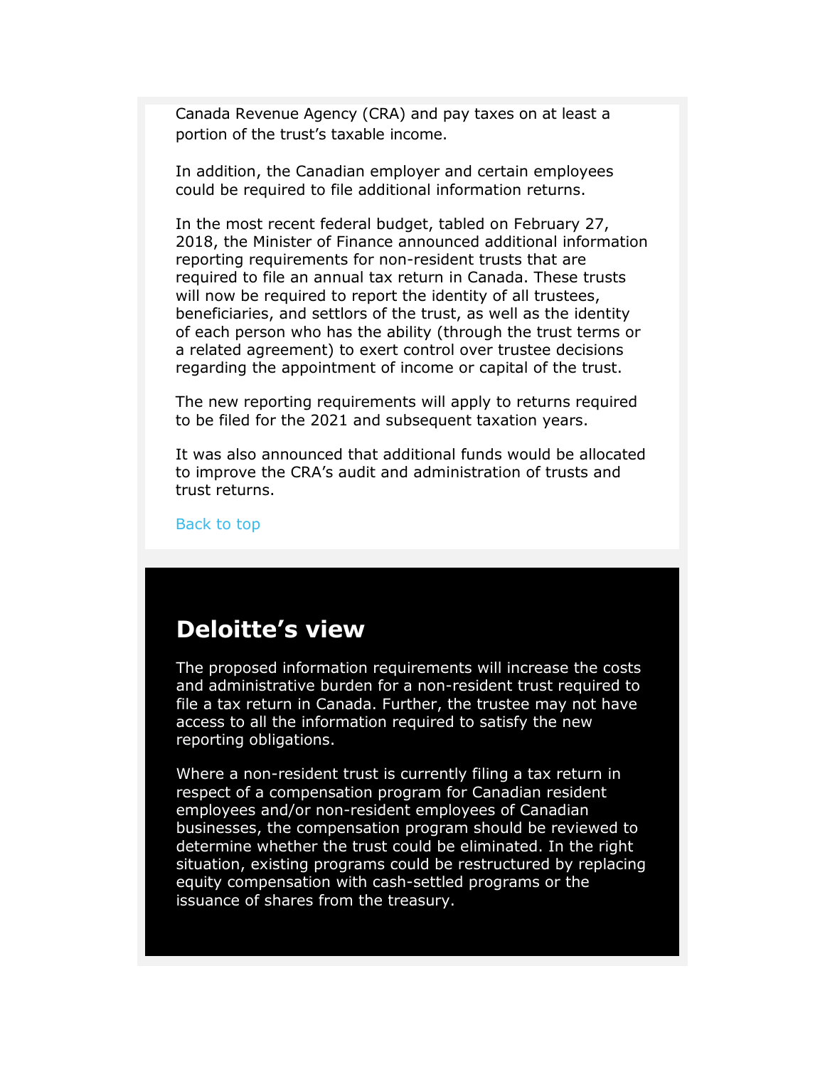Canada Revenue Agency (CRA) and pay taxes on at least a portion of the trust's taxable income.

In addition, the Canadian employer and certain employees could be required to file additional information returns.

In the most recent federal budget, tabled on February 27, 2018, the Minister of Finance announced additional information reporting requirements for non-resident trusts that are required to file an annual tax return in Canada. These trusts will now be required to report the identity of all trustees, beneficiaries, and settlors of the trust, as well as the identity of each person who has the ability (through the trust terms or a related agreement) to exert control over trustee decisions regarding the appointment of income or capital of the trust.

The new reporting requirements will apply to returns required to be filed for the 2021 and subsequent taxation years.

It was also announced that additional funds would be allocated to improve the CRA's audit and administration of trusts and trust returns.

Back to top

## Deloitte's view

The proposed information requirements will increase the costs and administrative burden for a non-resident trust required to file a tax return in Canada. Further, the trustee may not have access to all the information required to satisfy the new reporting obligations.

Where a non-resident trust is currently filing a tax return in respect of a compensation program for Canadian resident employees and/or non-resident employees of Canadian businesses, the compensation program should be reviewed to determine whether the trust could be eliminated. In the right situation, existing programs could be restructured by replacing equity compensation with cash-settled programs or the issuance of shares from the treasury.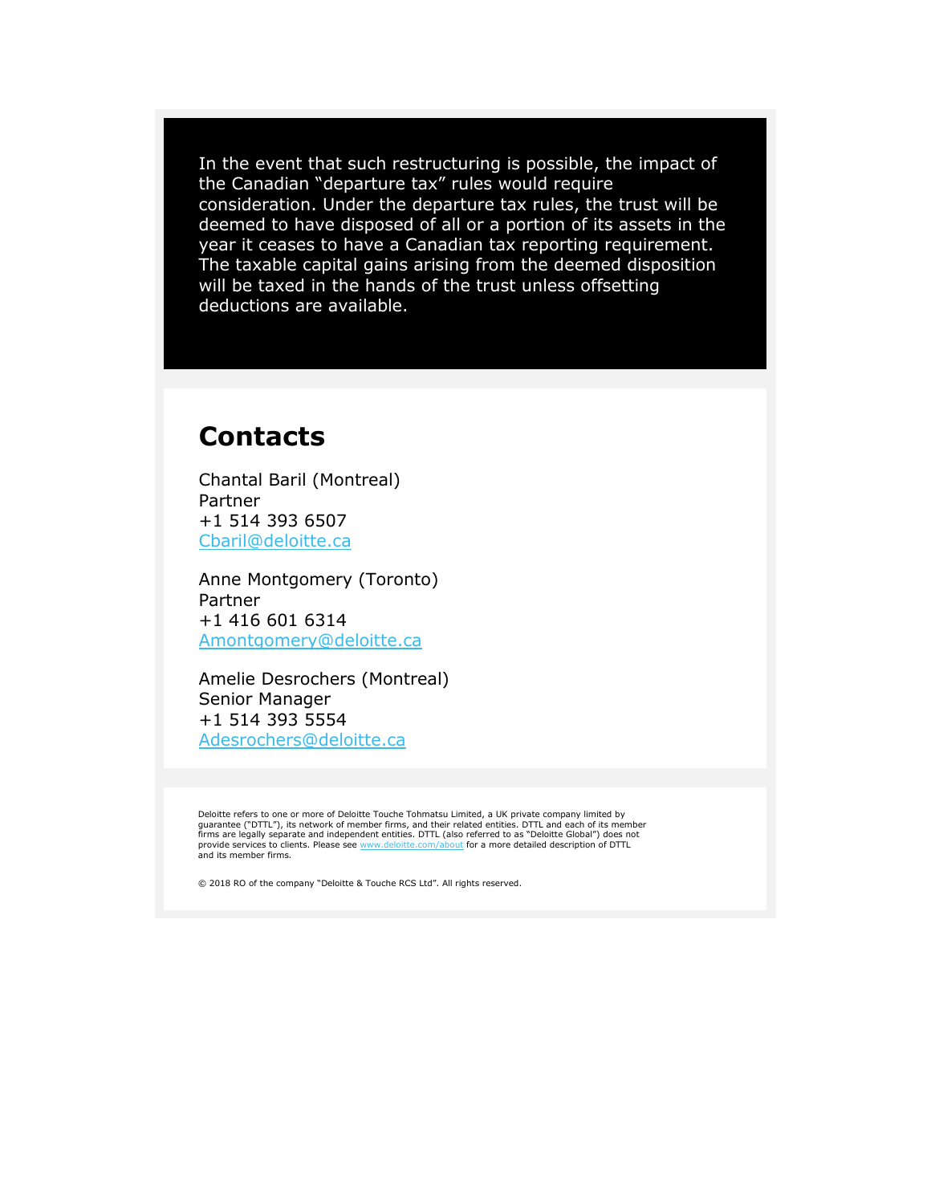In the event that such restructuring is possible, the impact of the Canadian “departure tax” rules would require consideration. Under the departure tax rules, the trust will be deemed to have disposed of all or a portion of its assets in the year it ceases to have a Canadian tax reporting requirement. The taxable capital gains arising from the deemed disposition will be taxed in the hands of the trust unless offsetting deductions are available.

## Contacts

Chantal Baril (Montreal)
Partner
+1 514 393 6507
[Cbaril@deloitte.ca](mailto:Cbaril@deloitte.ca)

Anne Montgomery (Toronto)
Partner
+1 416 601 6314
[Amontgomery@deloitte.ca](mailto:Amontgomery@deloitte.ca)

Amelie Desrochers (Montreal)
Senior Manager
+1 514 393 5554
[Adesrochers@deloitte.ca](mailto:Adesrochers@deloitte.ca)

Deloitte refers to one or more of Deloitte Touche Tohmatsu Limited, a UK private company limited by guarantee (“DTTL”), its network of member firms, and their related entities. DTTL and each of its member firms are legally separate and independent entities. DTTL (also referred to as “Deloitte Global”) does not provide services to clients. Please see [www.deloitte.com/about](http://www.deloitte.com/about) for a more detailed description of DTTL and its member firms.

© 2018 RO of the company “Deloitte & Touche RCS Ltd”. All rights reserved.